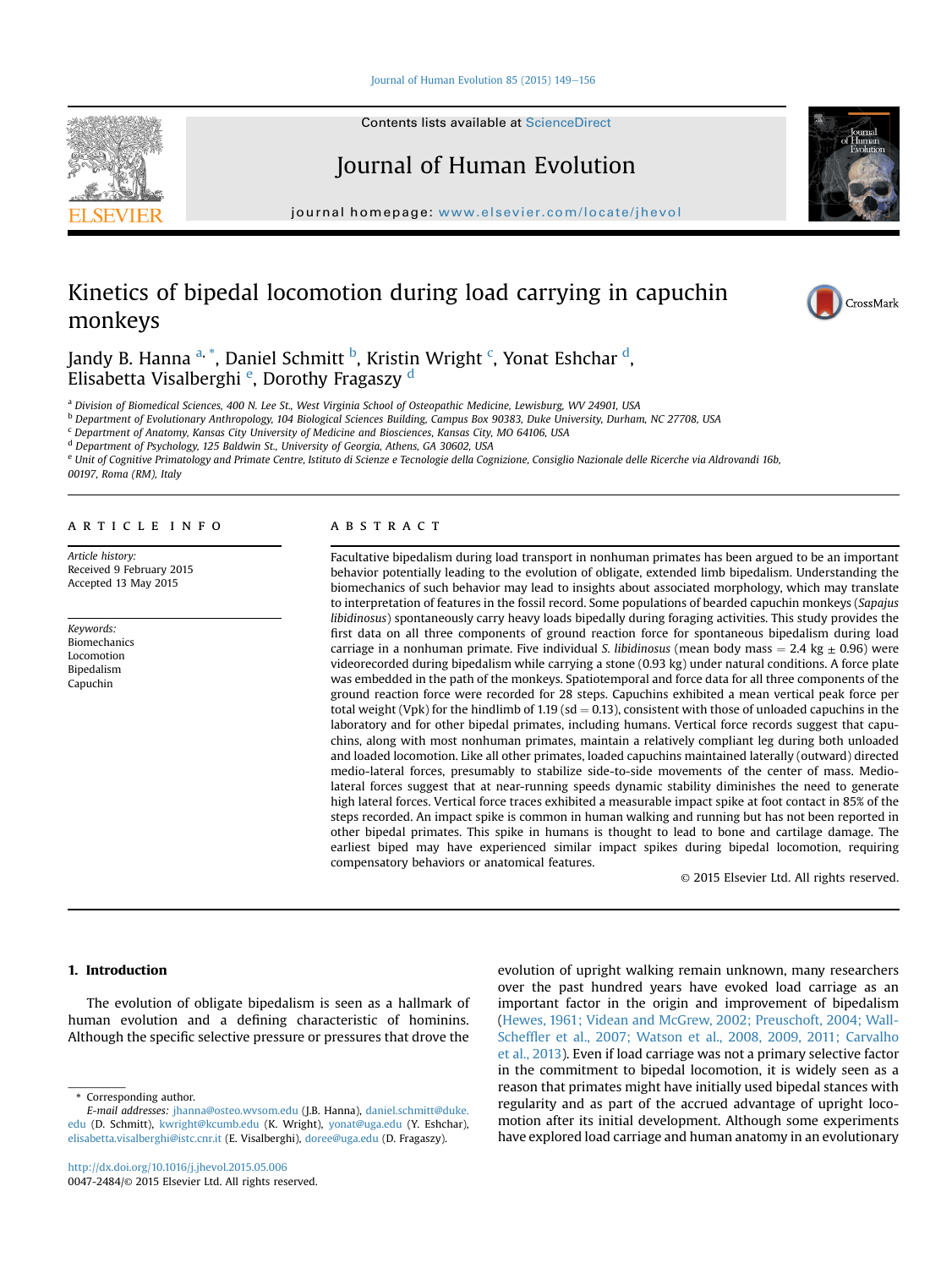# Kinetics of bipedal locomotion during load carrying in capuchin monkeys

Jandy B. Hanna [a, *], Daniel Schmitt [b], Kristin Wright [c], Yonat Eshchar [d], Elisabetta Visalberghi [e], Dorothy Fragaszy [d]

[a] Division of Biomedical Sciences, 400 N. Lee St., West Virginia School of Osteopathic Medicine, Lewisburg, WV 24901, USA
[b] Department of Evolutionary Anthropology, 104 Biological Sciences Building, Campus Box 90383, Duke University, Durham, NC 27708, USA
[c] Department of Anatomy, Kansas City University of Medicine and Biosciences, Kansas City, MO 64106, USA
[d] Department of Psychology, 125 Baldwin St., University of Georgia, Athens, GA 30602, USA
[e] Unit of Cognitive Primatology and Primate Centre, Istituto di Scienze e Tecnologie della Cognizione, Consiglio Nazionale delle Ricerche via Aldrovandi 16b, 00197, Roma (RM), Italy

## ARTICLE INFO

*Article history:*
Received 9 February 2015
Accepted 13 May 2015

*Keywords:*
Biomechanics
Locomotion
Bipedalism
Capuchin

## ABSTRACT

Facultative bipedalism during load transport in nonhuman primates has been argued to be an important behavior potentially leading to the evolution of obligate, extended limb bipedalism. Understanding the biomechanics of such behavior may lead to insights about associated morphology, which may translate to interpretation of features in the fossil record. Some populations of bearded capuchin monkeys (*Sapajus libidinosus*) spontaneously carry heavy loads bipedally during foraging activities. This study provides the first data on all three components of ground reaction force for spontaneous bipedalism during load carriage in a nonhuman primate. Five individual *S. libidinosus* (mean body mass = 2.4 kg ± 0.96) were videorecorded during bipedalism while carrying a stone (0.93 kg) under natural conditions. A force plate was embedded in the path of the monkeys. Spatiotemporal and force data for all three components of the ground reaction force were recorded for 28 steps. Capuchins exhibited a mean vertical peak force per total weight (Vpk) for the hindlimb of 1.19 (sd = 0.13), consistent with those of unloaded capuchins in the laboratory and for other bipedal primates, including humans. Vertical force records suggest that capuchins, along with most nonhuman primates, maintain a relatively compliant leg during both unloaded and loaded locomotion. Like all other primates, loaded capuchins maintained laterally (outward) directed medio-lateral forces, presumably to stabilize side-to-side movements of the center of mass. Medio-lateral forces suggest that at near-running speeds dynamic stability diminishes the need to generate high lateral forces. Vertical force traces exhibited a measurable impact spike at foot contact in 85% of the steps recorded. An impact spike is common in human walking and running but has not been reported in other bipedal primates. This spike in humans is thought to lead to bone and cartilage damage. The earliest biped may have experienced similar impact spikes during bipedal locomotion, requiring compensatory behaviors or anatomical features.

© 2015 Elsevier Ltd. All rights reserved.

## 1. Introduction

The evolution of obligate bipedalism is seen as a hallmark of human evolution and a defining characteristic of hominins. Although the specific selective pressure or pressures that drove the evolution of upright walking remain unknown, many researchers over the past hundred years have evoked load carriage as an important factor in the origin and improvement of bipedalism (Hewes, 1961; Videan and McGrew, 2002; Preuschoft, 2004; Wall-Scheffler et al., 2007; Watson et al., 2008, 2009, 2011; Carvalho et al., 2013). Even if load carriage was not a primary selective factor in the commitment to bipedal locomotion, it is widely seen as a reason that primates might have initially used bipedal stances with regularity and as part of the accrued advantage of upright locomotion after its initial development. Although some experiments have explored load carriage and human anatomy in an evolutionary

\* Corresponding author.
*E-mail addresses:* jhanna@osteo.wvsom.edu (J.B. Hanna), daniel.schmitt@duke.edu (D. Schmitt), kwright@kcumb.edu (K. Wright), yonat@uga.edu (Y. Eshchar), elisabetta.visalberghi@istc.cnr.it (E. Visalberghi), doree@uga.edu (D. Fragaszy).

http://dx.doi.org/10.1016/j.jhevol.2015.05.006
0047-2484/© 2015 Elsevier Ltd. All rights reserved.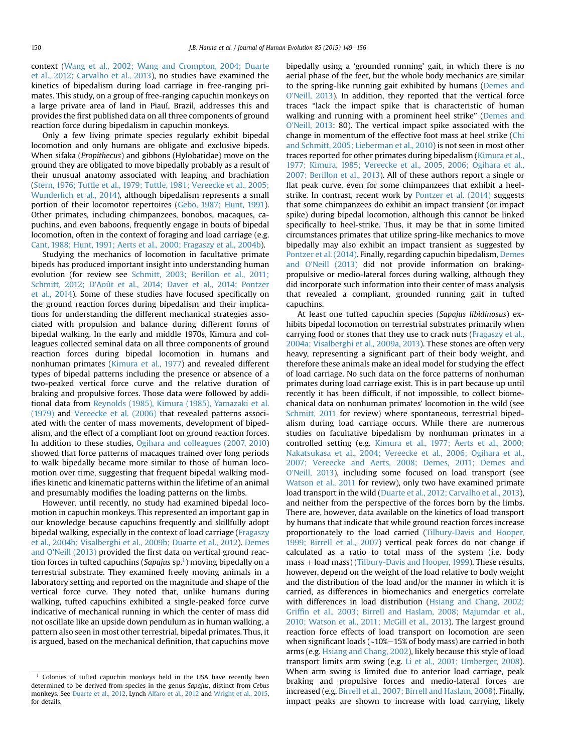context (Wang et al., 2002; Wang and Crompton, 2004; Duarte et al., 2012; Carvalho et al., 2013), no studies have examined the kinetics of bipedalism during load carriage in free-ranging primates. This study, on a group of free-ranging capuchin monkeys on a large private area of land in Piauí, Brazil, addresses this and provides the first published data on all three components of ground reaction force during bipedalism in capuchin monkeys.

Only a few living primate species regularly exhibit bipedal locomotion and only humans are obligate and exclusive bipeds. When sifaka (*Propithecus*) and gibbons (Hylobatidae) move on the ground they are obligated to move bipedally probably as a result of their unusual anatomy associated with leaping and brachiation (Stern, 1976; Tuttle et al., 1979; Tuttle, 1981; Vereecke et al., 2005; Wunderlich et al., 2014), although bipedalism represents a small portion of their locomotor repertoires (Gebo, 1987; Hunt, 1991). Other primates, including chimpanzees, bonobos, macaques, capuchins, and even baboons, frequently engage in bouts of bipedal locomotion, often in the context of foraging and load carriage (e.g. Cant, 1988; Hunt, 1991; Aerts et al., 2000; Fragaszy et al., 2004b).

Studying the mechanics of locomotion in facultative primate bipeds has produced important insight into understanding human evolution (for review see Schmitt, 2003; Berillon et al., 2011; Schmitt, 2012; D'Août et al., 2014; Daver et al., 2014; Pontzer et al., 2014). Some of these studies have focused specifically on the ground reaction forces during bipedalism and their implications for understanding the different mechanical strategies associated with propulsion and balance during different forms of bipedal walking. In the early and middle 1970s, Kimura and colleagues collected seminal data on all three components of ground reaction forces during bipedal locomotion in humans and nonhuman primates (Kimura et al., 1977) and revealed different types of bipedal patterns including the presence or absence of a two-peaked vertical force curve and the relative duration of braking and propulsive forces. Those data were followed by additional data from Reynolds (1985), Kimura (1985), Yamazaki et al. (1979) and Vereecke et al. (2006) that revealed patterns associated with the center of mass movements, development of bipedalism, and the effect of a compliant foot on ground reaction forces. In addition to these studies, Ogihara and colleagues (2007, 2010) showed that force patterns of macaques trained over long periods to walk bipedally became more similar to those of human locomotion over time, suggesting that frequent bipedal walking modifies kinetic and kinematic patterns within the lifetime of an animal and presumably modifies the loading patterns on the limbs.

However, until recently, no study had examined bipedal locomotion in capuchin monkeys. This represented an important gap in our knowledge because capuchins frequently and skillfully adopt bipedal walking, especially in the context of load carriage (Fragaszy et al., 2004b; Visalberghi et al., 2009b; Duarte et al., 2012). Demes and O'Neill (2013) provided the first data on vertical ground reaction forces in tufted capuchins (*Sapajus* sp.[1]) moving bipedally on a terrestrial substrate. They examined freely moving animals in a laboratory setting and reported on the magnitude and shape of the vertical force curve. They noted that, unlike humans during walking, tufted capuchins exhibited a single-peaked force curve indicative of mechanical running in which the center of mass did not oscillate like an upside down pendulum as in human walking, a pattern also seen in most other terrestrial, bipedal primates. Thus, it is argued, based on the mechanical definition, that capuchins move bipedally using a 'grounded running' gait, in which there is no aerial phase of the feet, but the whole body mechanics are similar to the spring-like running gait exhibited by humans (Demes and O'Neill, 2013). In addition, they reported that the vertical force traces "lack the impact spike that is characteristic of human walking and running with a prominent heel strike" (Demes and O'Neill, 2013: 80). The vertical impact spike associated with the change in momentum of the effective foot mass at heel strike (Chi and Schmitt, 2005; Lieberman et al., 2010) is not seen in most other traces reported for other primates during bipedalism (Kimura et al., 1977; Kimura, 1985; Vereecke et al., 2005, 2006; Ogihara et al., 2007; Berillon et al., 2013). All of these authors report a single or flat peak curve, even for some chimpanzees that exhibit a heel-strike. In contrast, recent work by Pontzer et al. (2014) suggests that some chimpanzees do exhibit an impact transient (or impact spike) during bipedal locomotion, although this cannot be linked specifically to heel-strike. Thus, it may be that in some limited circumstances primates that utilize spring-like mechanics to move bipedally may also exhibit an impact transient as suggested by Pontzer et al. (2014). Finally, regarding capuchin bipedalism, Demes and O'Neill (2013) did not provide information on braking-propulsive or medio-lateral forces during walking, although they did incorporate such information into their center of mass analysis that revealed a compliant, grounded running gait in tufted capuchins.

At least one tufted capuchin species (*Sapajus libidinosus*) exhibits bipedal locomotion on terrestrial substrates primarily when carrying food or stones that they use to crack nuts (Fragaszy et al., 2004a; Visalberghi et al., 2009a, 2013). These stones are often very heavy, representing a significant part of their body weight, and therefore these animals make an ideal model for studying the effect of load carriage. No such data on the force patterns of nonhuman primates during load carriage exist. This is in part because up until recently it has been difficult, if not impossible, to collect biomechanical data on nonhuman primates' locomotion in the wild (see Schmitt, 2011 for review) where spontaneous, terrestrial bipedalism during load carriage occurs. While there are numerous studies on facultative bipedalism by nonhuman primates in a controlled setting (e.g. Kimura et al., 1977; Aerts et al., 2000; Nakatsukasa et al., 2004; Vereecke et al., 2006; Ogihara et al., 2007; Vereecke and Aerts, 2008; Demes, 2011; Demes and O'Neill, 2013), including some focused on load transport (see Watson et al., 2011 for review), only two have examined primate load transport in the wild (Duarte et al., 2012; Carvalho et al., 2013), and neither from the perspective of the forces born by the limbs. There are, however, data available on the kinetics of load transport by humans that indicate that while ground reaction forces increase proportionately to the load carried (Tilbury-Davis and Hooper, 1999; Birrell et al., 2007) vertical peak forces do not change if calculated as a ratio to total mass of the system (i.e. body mass + load mass) (Tilbury-Davis and Hooper, 1999). These results, however, depend on the weight of the load relative to body weight and the distribution of the load and/or the manner in which it is carried, as differences in biomechanics and energetics correlate with differences in load distribution (Hsiang and Chang, 2002; Griffin et al., 2003; Birrell and Haslam, 2008; Majumdar et al., 2010; Watson et al., 2011; McGill et al., 2013). The largest ground reaction force effects of load transport on locomotion are seen when significant loads (~10%–15% of body mass) are carried in both arms (e.g. Hsiang and Chang, 2002), likely because this style of load transport limits arm swing (e.g. Li et al., 2001; Umberger, 2008). When arm swing is limited due to anterior load carriage, peak braking and propulsive forces and medio-lateral forces are increased (e.g. Birrell et al., 2007; Birrell and Haslam, 2008). Finally, impact peaks are shown to increase with load carrying, likely

[1] Colonies of tufted capuchin monkeys held in the USA have recently been determined to be derived from species in the genus *Sapajus*, distinct from *Cebus* monkeys. See Duarte et al., 2012, Lynch Alfaro et al., 2012 and Wright et al., 2015, for details.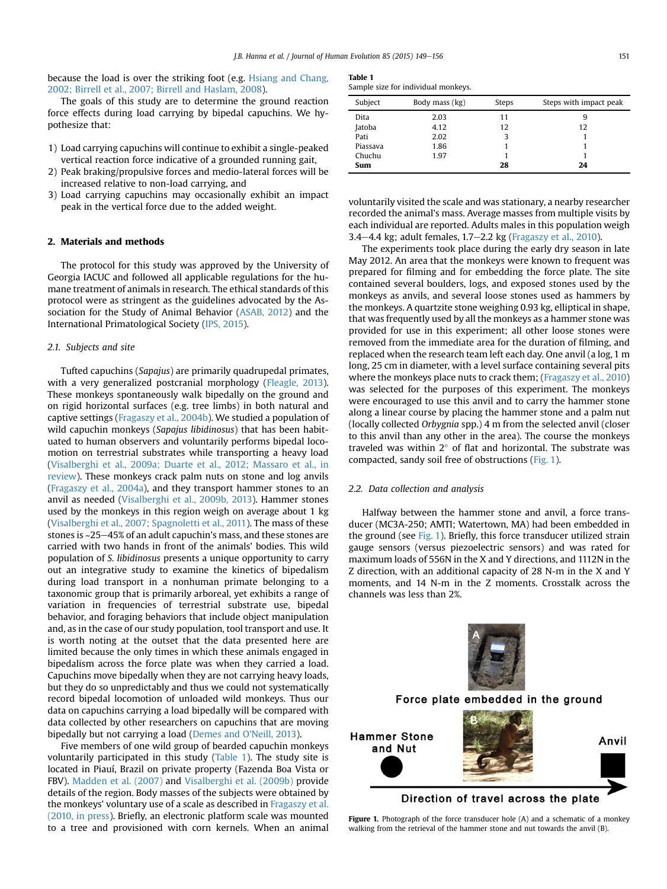because the load is over the striking foot (e.g. Hsiang and Chang, 2002; Birrell et al., 2007; Birrell and Haslam, 2008).

The goals of this study are to determine the ground reaction force effects during load carrying by bipedal capuchins. We hypothesize that:

1) Load carrying capuchins will continue to exhibit a single-peaked vertical reaction force indicative of a grounded running gait,
2) Peak braking/propulsive forces and medio-lateral forces will be increased relative to non-load carrying, and
3) Load carrying capuchins may occasionally exhibit an impact peak in the vertical force due to the added weight.

## 2. Materials and methods

The protocol for this study was approved by the University of Georgia IACUC and followed all applicable rules for the humane treatment of animals in research. The ethical standards of this protocol were as stringent as the guidelines advocated by the Association for the Study of Animal Behavior (ASAB, 2012) and the International Primatological Society (IPS, 2015).

### 2.1. Subjects and site

Tufted capuchins (*Sapajus*) are primarily quadrupedal primates, with a very generalized postcranial morphology (Fleagle, 2013). These monkeys spontaneously walk bipedally on the ground and on rigid horizontal surfaces (e.g. tree limbs) in both natural and captive settings (Fragaszy et al., 2004b). We studied a population of wild capuchin monkeys (*Sapajus libidinosus*) that has been habituated to human observers and voluntarily performs bipedal locomotion on terrestrial substrates while transporting a heavy load (Visalberghi et al., 2009a; Duarte et al., 2012; Massaro et al., in review). These monkeys crack palm nuts on stone and log anvils (Fragaszy et al., 2004a), and they transport hammer stones to an anvil as needed (Visalberghi et al., 2009b, 2013). Hammer stones used by the monkeys in this region weigh on average about 1 kg (Visalberghi et al., 2007; Spagnoletti et al., 2011). The mass of these stones is ~25–45% of an adult capuchin's mass, and these stones are carried with two hands in front of the animals' bodies. This wild population of *S. libidinosus* presents a unique opportunity to carry out an integrative study to examine the kinetics of bipedalism during load transport in a nonhuman primate belonging to a taxonomic group that is primarily arboreal, yet exhibits a range of variation in frequencies of terrestrial substrate use, bipedal behavior, and foraging behaviors that include object manipulation and, as in the case of our study population, tool transport and use. It is worth noting at the outset that the data presented here are limited because the only times in which these animals engaged in bipedalism across the force plate was when they carried a load. Capuchins move bipedally when they are not carrying heavy loads, but they do so unpredictably and thus we could not systematically record bipedal locomotion of unloaded wild monkeys. Thus our data on capuchins carrying a load bipedally will be compared with data collected by other researchers on capuchins that are moving bipedally but not carrying a load (Demes and O'Neill, 2013).

Five members of one wild group of bearded capuchin monkeys voluntarily participated in this study (Table 1). The study site is located in Piauí, Brazil on private property (Fazenda Boa Vista or FBV). Madden et al. (2007) and Visalberghi et al. (2009b) provide details of the region. Body masses of the subjects were obtained by the monkeys' voluntary use of a scale as described in Fragaszy et al. (2010, in press). Briefly, an electronic platform scale was mounted to a tree and provisioned with corn kernels. When an animal voluntarily visited the scale and was stationary, a nearby researcher recorded the animal's mass. Average masses from multiple visits by each individual are reported. Adults males in this population weigh 3.4–4.4 kg; adult females, 1.7–2.2 kg (Fragaszy et al., 2010).

**Table 1**
Sample size for individual monkeys.

| Subject | Body mass (kg) | Steps | Steps with impact peak |
|---|---|---|---|
| Dita | 2.03 | 11 | 9 |
| Jatoba | 4.12 | 12 | 12 |
| Pati | 2.02 | 3 | 1 |
| Piassava | 1.86 | 1 | 1 |
| Chuchu | 1.97 | 1 | 1 |
| **Sum** | | **28** | **24** |

The experiments took place during the early dry season in late May 2012. An area that the monkeys were known to frequent was prepared for filming and for embedding the force plate. The site contained several boulders, logs, and exposed stones used by the monkeys as anvils, and several loose stones used as hammers by the monkeys. A quartzite stone weighing 0.93 kg, elliptical in shape, that was frequently used by all the monkeys as a hammer stone was provided for use in this experiment; all other loose stones were removed from the immediate area for the duration of filming, and replaced when the research team left each day. One anvil (a log, 1 m long, 25 cm in diameter, with a level surface containing several pits where the monkeys place nuts to crack them; (Fragaszy et al., 2010) was selected for the purposes of this experiment. The monkeys were encouraged to use this anvil and to carry the hammer stone along a linear course by placing the hammer stone and a palm nut (locally collected *Orbygnia* spp.) 4 m from the selected anvil (closer to this anvil than any other in the area). The course the monkeys traveled was within 2° of flat and horizontal. The substrate was compacted, sandy soil free of obstructions (Fig. 1).

### 2.2. Data collection and analysis

Halfway between the hammer stone and anvil, a force transducer (MC3A-250; AMTI; Watertown, MA) had been embedded in the ground (see Fig. 1). Briefly, this force transducer utilized strain gauge sensors (versus piezoelectric sensors) and was rated for maximum loads of 556N in the X and Y directions, and 1112N in the Z direction, with an additional capacity of 28 N-m in the X and Y moments, and 14 N-m in the Z moments. Crosstalk across the channels was less than 2%.

**Figure 1.** Photograph of the force transducer hole (A) and a schematic of a monkey walking from the retrieval of the hammer stone and nut towards the anvil (B).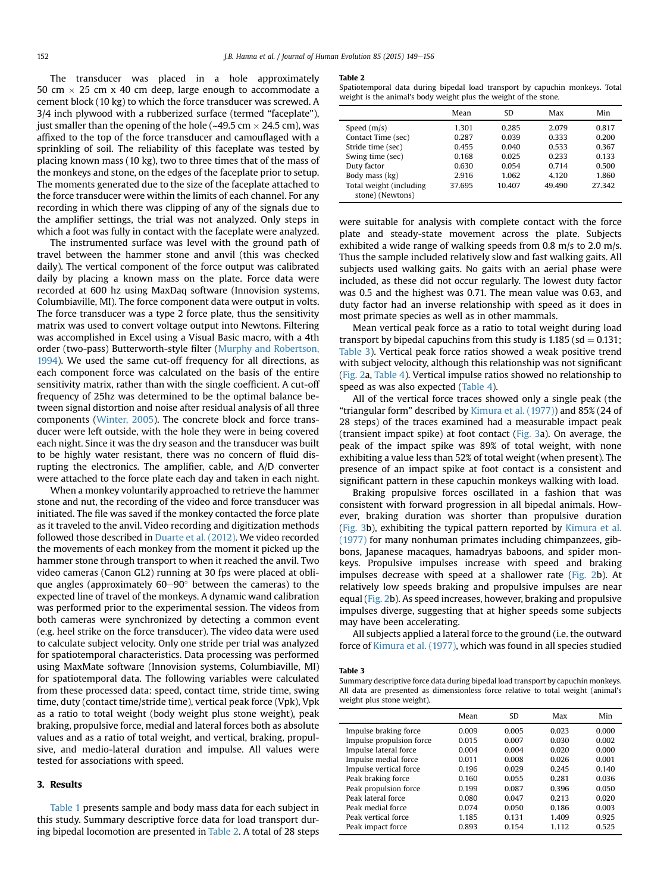The transducer was placed in a hole approximately 50 cm × 25 cm x 40 cm deep, large enough to accommodate a cement block (10 kg) to which the force transducer was screwed. A 3/4 inch plywood with a rubberized surface (termed "faceplate"), just smaller than the opening of the hole (~49.5 cm × 24.5 cm), was affixed to the top of the force transducer and camouflaged with a sprinkling of soil. The reliability of this faceplate was tested by placing known mass (10 kg), two to three times that of the mass of the monkeys and stone, on the edges of the faceplate prior to setup. The moments generated due to the size of the faceplate attached to the force transducer were within the limits of each channel. For any recording in which there was clipping of any of the signals due to the amplifier settings, the trial was not analyzed. Only steps in which a foot was fully in contact with the faceplate were analyzed.

The instrumented surface was level with the ground path of travel between the hammer stone and anvil (this was checked daily). The vertical component of the force output was calibrated daily by placing a known mass on the plate. Force data were recorded at 600 hz using MaxDaq software (Innovision systems, Columbiaville, MI). The force component data were output in volts. The force transducer was a type 2 force plate, thus the sensitivity matrix was used to convert voltage output into Newtons. Filtering was accomplished in Excel using a Visual Basic macro, with a 4th order (two-pass) Butterworth-style filter (Murphy and Robertson, 1994). We used the same cut-off frequency for all directions, as each component force was calculated on the basis of the entire sensitivity matrix, rather than with the single coefficient. A cut-off frequency of 25hz was determined to be the optimal balance between signal distortion and noise after residual analysis of all three components (Winter, 2005). The concrete block and force transducer were left outside, with the hole they were in being covered each night. Since it was the dry season and the transducer was built to be highly water resistant, there was no concern of fluid disrupting the electronics. The amplifier, cable, and A/D converter were attached to the force plate each day and taken in each night.

When a monkey voluntarily approached to retrieve the hammer stone and nut, the recording of the video and force transducer was initiated. The file was saved if the monkey contacted the force plate as it traveled to the anvil. Video recording and digitization methods followed those described in Duarte et al. (2012). We video recorded the movements of each monkey from the moment it picked up the hammer stone through transport to when it reached the anvil. Two video cameras (Canon GL2) running at 30 fps were placed at oblique angles (approximately 60–90° between the cameras) to the expected line of travel of the monkeys. A dynamic wand calibration was performed prior to the experimental session. The videos from both cameras were synchronized by detecting a common event (e.g. heel strike on the force transducer). The video data were used to calculate subject velocity. Only one stride per trial was analyzed for spatiotemporal characteristics. Data processing was performed using MaxMate software (Innovision systems, Columbiaville, MI) for spatiotemporal data. The following variables were calculated from these processed data: speed, contact time, stride time, swing time, duty (contact time/stride time), vertical peak force (Vpk), Vpk as a ratio to total weight (body weight plus stone weight), peak braking, propulsive force, medial and lateral forces both as absolute values and as a ratio of total weight, and vertical, braking, propulsive, and medio-lateral duration and impulse. All values were tested for associations with speed.

## 3. Results

Table 1 presents sample and body mass data for each subject in this study. Summary descriptive force data for load transport during bipedal locomotion are presented in Table 2. A total of 28 steps were suitable for analysis with complete contact with the force plate and steady-state movement across the plate. Subjects exhibited a wide range of walking speeds from 0.8 m/s to 2.0 m/s. Thus the sample included relatively slow and fast walking gaits. All subjects used walking gaits. No gaits with an aerial phase were included, as these did not occur regularly. The lowest duty factor was 0.5 and the highest was 0.71. The mean value was 0.63, and duty factor had an inverse relationship with speed as it does in most primate species as well as in other mammals.

**Table 2**
Spatiotemporal data during bipedal load transport by capuchin monkeys. Total weight is the animal's body weight plus the weight of the stone.

| | Mean | SD | Max | Min |
|---|---|---|---|---|
| Speed (m/s) | 1.301 | 0.285 | 2.079 | 0.817 |
| Contact Time (sec) | 0.287 | 0.039 | 0.333 | 0.200 |
| Stride time (sec) | 0.455 | 0.040 | 0.533 | 0.367 |
| Swing time (sec) | 0.168 | 0.025 | 0.233 | 0.133 |
| Duty factor | 0.630 | 0.054 | 0.714 | 0.500 |
| Body mass (kg) | 2.916 | 1.062 | 4.120 | 1.860 |
| Total weight (including stone) (Newtons) | 37.695 | 10.407 | 49.490 | 27.342 |

Mean vertical peak force as a ratio to total weight during load transport by bipedal capuchins from this study is 1.185 (sd = 0.131; Table 3). Vertical peak force ratios showed a weak positive trend with subject velocity, although this relationship was not significant (Fig. 2a, Table 4). Vertical impulse ratios showed no relationship to speed as was also expected (Table 4).

All of the vertical force traces showed only a single peak (the "triangular form" described by Kimura et al. (1977)) and 85% (24 of 28 steps) of the traces examined had a measurable impact peak (transient impact spike) at foot contact (Fig. 3a). On average, the peak of the impact spike was 89% of total weight, with none exhibiting a value less than 52% of total weight (when present). The presence of an impact spike at foot contact is a consistent and significant pattern in these capuchin monkeys walking with load.

Braking propulsive forces oscillated in a fashion that was consistent with forward progression in all bipedal animals. However, braking duration was shorter than propulsive duration (Fig. 3b), exhibiting the typical pattern reported by Kimura et al. (1977) for many nonhuman primates including chimpanzees, gibbons, Japanese macaques, hamadryas baboons, and spider monkeys. Propulsive impulses increase with speed and braking impulses decrease with speed at a shallower rate (Fig. 2b). At relatively low speeds braking and propulsive impulses are near equal (Fig. 2b). As speed increases, however, braking and propulsive impulses diverge, suggesting that at higher speeds some subjects may have been accelerating.

All subjects applied a lateral force to the ground (i.e. the outward force of Kimura et al. (1977), which was found in all species studied

**Table 3**
Summary descriptive force data during bipedal load transport by capuchin monkeys. All data are presented as dimensionless force relative to total weight (animal's weight plus stone weight).

| | Mean | SD | Max | Min |
|---|---|---|---|---|
| Impulse braking force | 0.009 | 0.005 | 0.023 | 0.000 |
| Impulse propulsion force | 0.015 | 0.007 | 0.030 | 0.002 |
| Impulse lateral force | 0.004 | 0.004 | 0.020 | 0.000 |
| Impulse medial force | 0.011 | 0.008 | 0.026 | 0.001 |
| Impulse vertical force | 0.196 | 0.029 | 0.245 | 0.140 |
| Peak braking force | 0.160 | 0.055 | 0.281 | 0.036 |
| Peak propulsion force | 0.199 | 0.087 | 0.396 | 0.050 |
| Peak lateral force | 0.080 | 0.047 | 0.213 | 0.020 |
| Peak medial force | 0.074 | 0.050 | 0.186 | 0.003 |
| Peak vertical force | 1.185 | 0.131 | 1.409 | 0.925 |
| Peak impact force | 0.893 | 0.154 | 1.112 | 0.525 |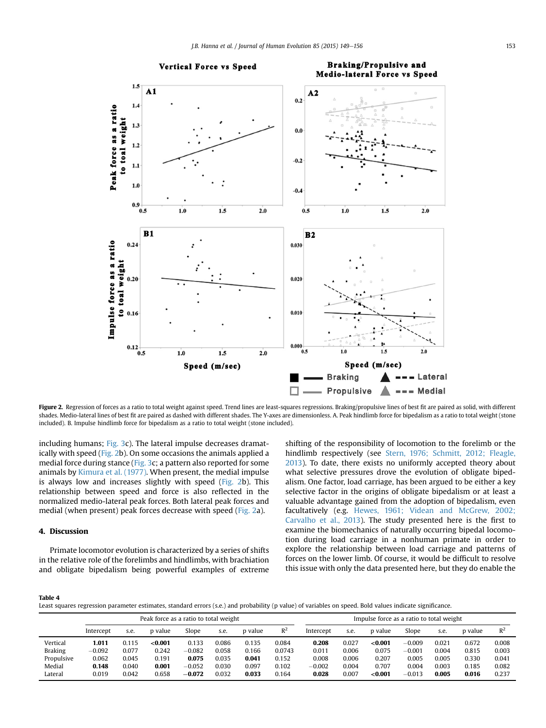Figure 2. Regression of forces as a ratio to total weight against speed. Trend lines are least-squares regressions. Braking/propulsive lines of best fit are paired as solid, with different shades. Medio-lateral lines of best fit are paired as dashed with different shades. The Y-axes are dimensionless. A. Peak hindlimb force for bipedalism as a ratio to total weight (stone included). B. Impulse hindlimb force for bipedalism as a ratio to total weight (stone included).

including humans; Fig. 3c). The lateral impulse decreases dramatically with speed (Fig. 2b). On some occasions the animals applied a medial force during stance (Fig. 3c; a pattern also reported for some animals by Kimura et al. (1977). When present, the medial impulse is always low and increases slightly with speed (Fig. 2b). This relationship between speed and force is also reflected in the normalized medio-lateral peak forces. Both lateral peak forces and medial (when present) peak forces decrease with speed (Fig. 2a).

## 4. Discussion

Primate locomotor evolution is characterized by a series of shifts in the relative role of the forelimbs and hindlimbs, with brachiation and obligate bipedalism being powerful examples of extreme shifting of the responsibility of locomotion to the forelimb or the hindlimb respectively (see Stern, 1976; Schmitt, 2012; Fleagle, 2013). To date, there exists no uniformly accepted theory about what selective pressures drove the evolution of obligate bipedalism. One factor, load carriage, has been argued to be either a key selective factor in the origins of obligate bipedalism or at least a valuable advantage gained from the adoption of bipedalism, even facultatively (e.g. Hewes, 1961; Videan and McGrew, 2002; Carvalho et al., 2013). The study presented here is the first to examine the biomechanics of naturally occurring bipedal locomotion during load carriage in a nonhuman primate in order to explore the relationship between load carriage and patterns of forces on the lower limb. Of course, it would be difficult to resolve this issue with only the data presented here, but they do enable the

**Table 4**
Least squares regression parameter estimates, standard errors (s.e.) and probability (p value) of variables on speed. Bold values indicate significance.

| | Peak force as a ratio to total weight | | | | | | | Impulse force as a ratio to total weight | | | | | | |
|---|---|---|---|---|---|---|---|---|---|---|---|---|---|---|
| | Intercept | s.e. | p value | Slope | s.e. | p value | $R^2$ | Intercept | s.e. | p value | Slope | s.e. | p value | $R^2$ |
| Vertical | **1.011** | 0.115 | **<0.001** | 0.133 | 0.086 | 0.135 | 0.084 | **0.208** | 0.027 | **<0.001** | −0.009 | 0.021 | 0.672 | 0.008 |
| Braking | −0.092 | 0.077 | 0.242 | −0.082 | 0.058 | 0.166 | 0.0743 | 0.011 | 0.006 | 0.075 | −0.001 | 0.004 | 0.815 | 0.003 |
| Propulsive | 0.062 | 0.045 | 0.191 | **0.075** | 0.035 | **0.041** | 0.152 | 0.008 | 0.006 | 0.207 | 0.005 | 0.005 | 0.330 | 0.041 |
| Medial | **0.148** | 0.040 | **0.001** | −0.052 | 0.030 | 0.097 | 0.102 | −0.002 | 0.004 | 0.707 | 0.004 | 0.003 | 0.185 | 0.082 |
| Lateral | 0.019 | 0.042 | 0.658 | **−0.072** | 0.032 | **0.033** | 0.164 | **0.028** | 0.007 | **<0.001** | −0.013 | **0.005** | **0.016** | 0.237 |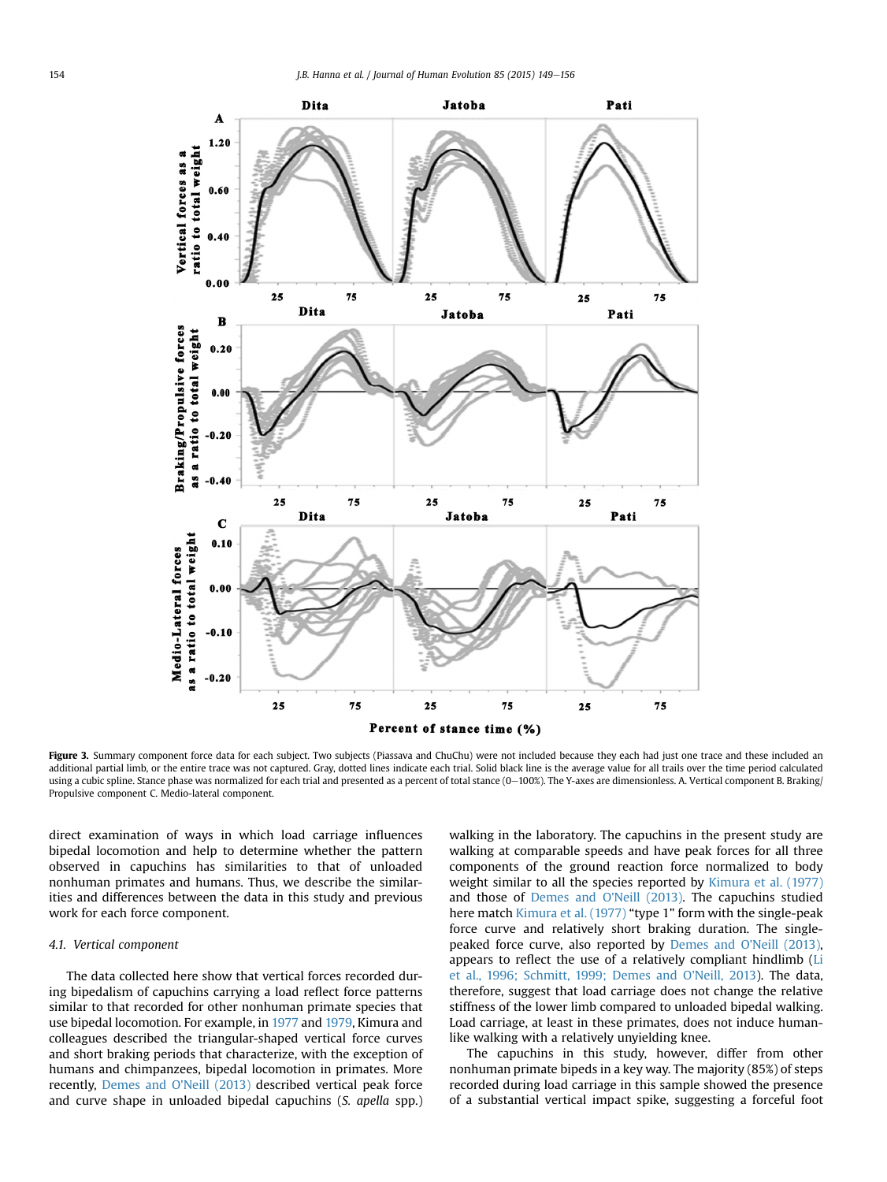Figure 3. Summary component force data for each subject. Two subjects (Piassava and ChuChu) were not included because they each had just one trace and these included an additional partial limb, or the entire trace was not captured. Gray, dotted lines indicate each trial. Solid black line is the average value for all trails over the time period calculated using a cubic spline. Stance phase was normalized for each trial and presented as a percent of total stance (0–100%). The Y-axes are dimensionless. A. Vertical component B. Braking/Propulsive component C. Medio-lateral component.

direct examination of ways in which load carriage influences bipedal locomotion and help to determine whether the pattern observed in capuchins has similarities to that of unloaded nonhuman primates and humans. Thus, we describe the similarities and differences between the data in this study and previous work for each force component.

### 4.1. Vertical component

The data collected here show that vertical forces recorded during bipedalism of capuchins carrying a load reflect force patterns similar to that recorded for other nonhuman primate species that use bipedal locomotion. For example, in 1977 and 1979, Kimura and colleagues described the triangular-shaped vertical force curves and short braking periods that characterize, with the exception of humans and chimpanzees, bipedal locomotion in primates. More recently, Demes and O'Neill (2013) described vertical peak force and curve shape in unloaded bipedal capuchins (*S. apella* spp.) walking in the laboratory. The capuchins in the present study are walking at comparable speeds and have peak forces for all three components of the ground reaction force normalized to body weight similar to all the species reported by Kimura et al. (1977) and those of Demes and O'Neill (2013). The capuchins studied here match Kimura et al. (1977) "type 1" form with the single-peak force curve and relatively short braking duration. The single-peaked force curve, also reported by Demes and O'Neill (2013), appears to reflect the use of a relatively compliant hindlimb (Li et al., 1996; Schmitt, 1999; Demes and O'Neill, 2013). The data, therefore, suggest that load carriage does not change the relative stiffness of the lower limb compared to unloaded bipedal walking. Load carriage, at least in these primates, does not induce human-like walking with a relatively unyielding knee.

The capuchins in this study, however, differ from other nonhuman primate bipeds in a key way. The majority (85%) of steps recorded during load carriage in this sample showed the presence of a substantial vertical impact spike, suggesting a forceful foot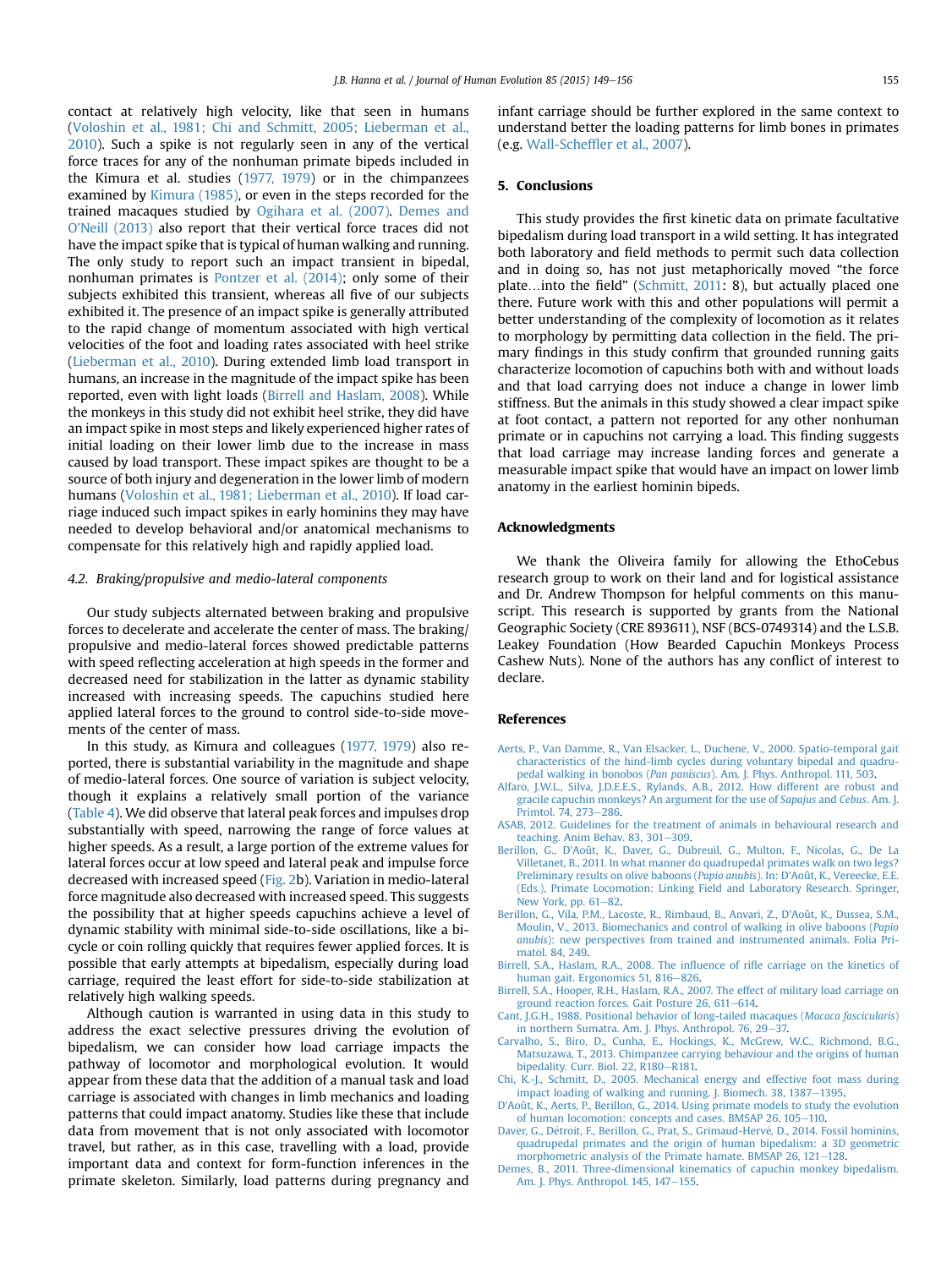contact at relatively high velocity, like that seen in humans (Voloshin et al., 1981; Chi and Schmitt, 2005; Lieberman et al., 2010). Such a spike is not regularly seen in any of the vertical force traces for any of the nonhuman primate bipeds included in the Kimura et al. studies (1977, 1979) or in the chimpanzees examined by Kimura (1985), or even in the steps recorded for the trained macaques studied by Ogihara et al. (2007). Demes and O'Neill (2013) also report that their vertical force traces did not have the impact spike that is typical of human walking and running. The only study to report such an impact transient in bipedal, nonhuman primates is Pontzer et al. (2014); only some of their subjects exhibited this transient, whereas all five of our subjects exhibited it. The presence of an impact spike is generally attributed to the rapid change of momentum associated with high vertical velocities of the foot and loading rates associated with heel strike (Lieberman et al., 2010). During extended limb load transport in humans, an increase in the magnitude of the impact spike has been reported, even with light loads (Birrell and Haslam, 2008). While the monkeys in this study did not exhibit heel strike, they did have an impact spike in most steps and likely experienced higher rates of initial loading on their lower limb due to the increase in mass caused by load transport. These impact spikes are thought to be a source of both injury and degeneration in the lower limb of modern humans (Voloshin et al., 1981; Lieberman et al., 2010). If load carriage induced such impact spikes in early hominins they may have needed to develop behavioral and/or anatomical mechanisms to compensate for this relatively high and rapidly applied load.

### 4.2. Braking/propulsive and medio-lateral components

Our study subjects alternated between braking and propulsive forces to decelerate and accelerate the center of mass. The braking/propulsive and medio-lateral forces showed predictable patterns with speed reflecting acceleration at high speeds in the former and decreased need for stabilization in the latter as dynamic stability increased with increasing speeds. The capuchins studied here applied lateral forces to the ground to control side-to-side movements of the center of mass.

In this study, as Kimura and colleagues (1977, 1979) also reported, there is substantial variability in the magnitude and shape of medio-lateral forces. One source of variation is subject velocity, though it explains a relatively small portion of the variance (Table 4). We did observe that lateral peak forces and impulses drop substantially with speed, narrowing the range of force values at higher speeds. As a result, a large portion of the extreme values for lateral forces occur at low speed and lateral peak and impulse force decreased with increased speed (Fig. 2b). Variation in medio-lateral force magnitude also decreased with increased speed. This suggests the possibility that at higher speeds capuchins achieve a level of dynamic stability with minimal side-to-side oscillations, like a bicycle or coin rolling quickly that requires fewer applied forces. It is possible that early attempts at bipedalism, especially during load carriage, required the least effort for side-to-side stabilization at relatively high walking speeds.

Although caution is warranted in using data in this study to address the exact selective pressures driving the evolution of bipedalism, we can consider how load carriage impacts the pathway of locomotor and morphological evolution. It would appear from these data that the addition of a manual task and load carriage is associated with changes in limb mechanics and loading patterns that could impact anatomy. Studies like these that include data from movement that is not only associated with locomotor travel, but rather, as in this case, travelling with a load, provide important data and context for form-function inferences in the primate skeleton. Similarly, load patterns during pregnancy and infant carriage should be further explored in the same context to understand better the loading patterns for limb bones in primates (e.g. Wall-Scheffler et al., 2007).

## 5. Conclusions

This study provides the first kinetic data on primate facultative bipedalism during load transport in a wild setting. It has integrated both laboratory and field methods to permit such data collection and in doing so, has not just metaphorically moved "the force plate…into the field" (Schmitt, 2011: 8), but actually placed one there. Future work with this and other populations will permit a better understanding of the complexity of locomotion as it relates to morphology by permitting data collection in the field. The primary findings in this study confirm that grounded running gaits characterize locomotion of capuchins both with and without loads and that load carrying does not induce a change in lower limb stiffness. But the animals in this study showed a clear impact spike at foot contact, a pattern not reported for any other nonhuman primate or in capuchins not carrying a load. This finding suggests that load carriage may increase landing forces and generate a measurable impact spike that would have an impact on lower limb anatomy in the earliest hominin bipeds.

## Acknowledgments

We thank the Oliveira family for allowing the EthoCebus research group to work on their land and for logistical assistance and Dr. Andrew Thompson for helpful comments on this manuscript. This research is supported by grants from the National Geographic Society (CRE 893611), NSF (BCS-0749314) and the L.S.B. Leakey Foundation (How Bearded Capuchin Monkeys Process Cashew Nuts). None of the authors has any conflict of interest to declare.

## References

Aerts, P., Van Damme, R., Van Elsacker, L., Duchene, V., 2000. Spatio-temporal gait characteristics of the hind-limb cycles during voluntary bipedal and quadrupedal walking in bonobos (*Pan paniscus*). Am. J. Phys. Anthropol. 111, 503.

Alfaro, J.W.L., Silva, J.D.E.E.S., Rylands, A.B., 2012. How different are robust and gracile capuchin monkeys? An argument for the use of *Sapajus* and *Cebus*. Am. J. Primtol. 74, 273–286.

ASAB, 2012. Guidelines for the treatment of animals in behavioural research and teaching. Anim Behav. 83, 301–309.

Berillon, G., D'Août, K., Daver, G., Dubreuil, G., Multon, F., Nicolas, G., De La Villetanet, B., 2011. In what manner do quadrupedal primates walk on two legs? Preliminary results on olive baboons (*Papio anubis*). In: D'Août, K., Vereecke, E.E. (Eds.), Primate Locomotion: Linking Field and Laboratory Research. Springer, New York, pp. 61–82.

Berillon, G., Vila, P.M., Lacoste, R., Rimbaud, B., Anvari, Z., D'Août, K., Dussea, S.M., Moulin, V., 2013. Biomechanics and control of walking in olive baboons (*Papio anubis*): new perspectives from trained and instrumented animals. Folia Primatol. 84, 249.

Birrell, S.A., Haslam, R.A., 2008. The influence of rifle carriage on the kinetics of human gait. Ergonomics 51, 816–826.

Birrell, S.A., Hooper, R.H., Haslam, R.A., 2007. The effect of military load carriage on ground reaction forces. Gait Posture 26, 611–614.

Cant, J.G.H., 1988. Positional behavior of long-tailed macaques (*Macaca fascicularis*) in northern Sumatra. Am. J. Phys. Anthropol. 76, 29–37.

Carvalho, S., Biro, D., Cunha, E., Hockings, K., McGrew, W.C., Richmond, B.G., Matsuzawa, T., 2013. Chimpanzee carrying behaviour and the origins of human bipedality. Curr. Biol. 22, R180–R181.

Chi, K.-J., Schmitt, D., 2005. Mechanical energy and effective foot mass during impact loading of walking and running. J. Biomech. 38, 1387–1395.

D'Août, K., Aerts, P., Berillon, G., 2014. Using primate models to study the evolution of human locomotion: concepts and cases. BMSAP 26, 105–110.

Daver, G., Détroit, F., Berillon, G., Prat, S., Grimaud-Hervé, D., 2014. Fossil hominins, quadrupedal primates and the origin of human bipedalism: a 3D geometric morphometric analysis of the Primate hamate. BMSAP 26, 121–128.

Demes, B., 2011. Three-dimensional kinematics of capuchin monkey bipedalism. Am. J. Phys. Anthropol. 145, 147–155.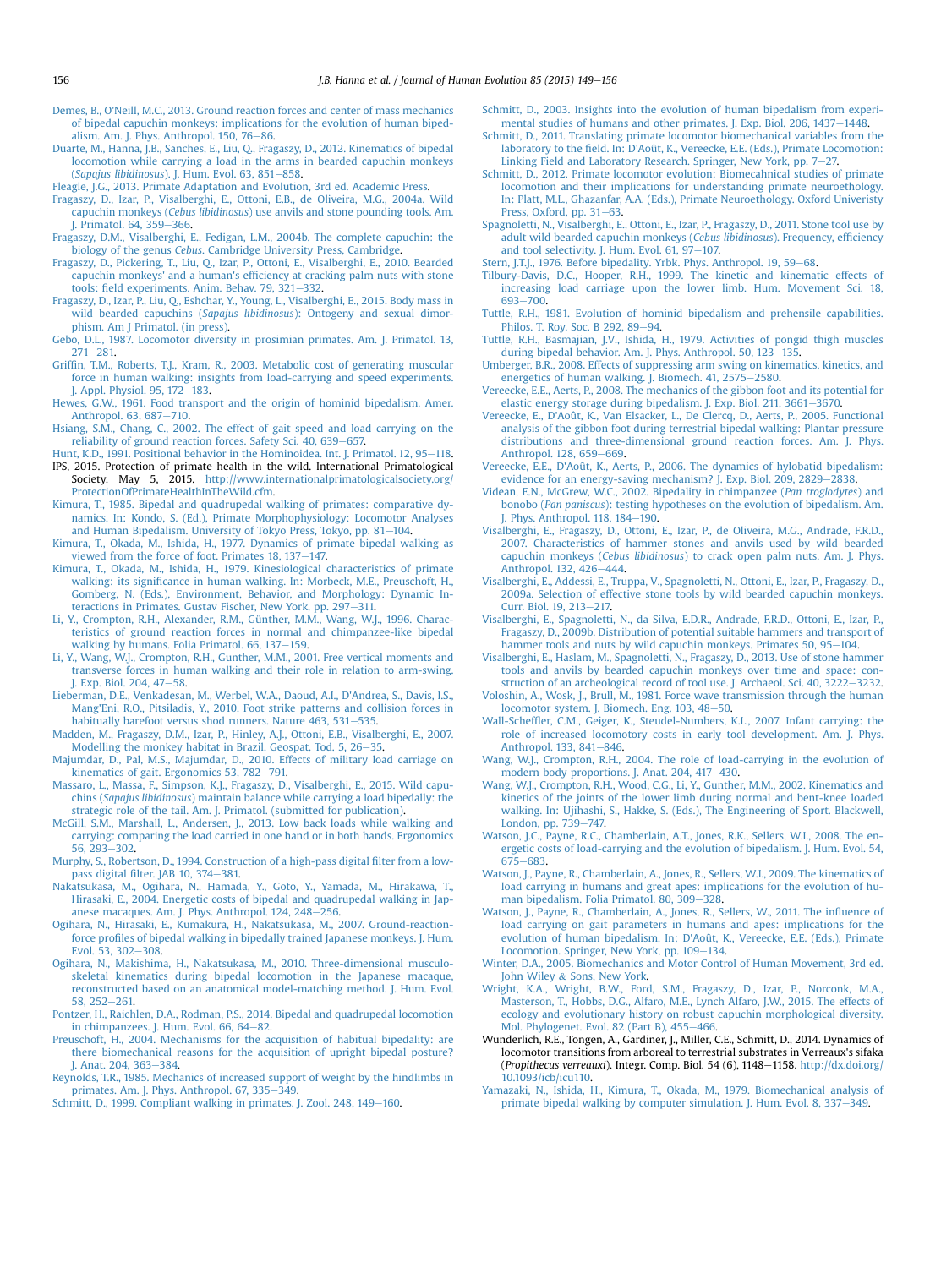Demes, B., O'Neill, M.C., 2013. Ground reaction forces and center of mass mechanics of bipedal capuchin monkeys: implications for the evolution of human bipedalism. Am. J. Phys. Anthropol. 150, 76–86.

Duarte, M., Hanna, J.B., Sanches, E., Liu, Q., Fragaszy, D., 2012. Kinematics of bipedal locomotion while carrying a load in the arms in bearded capuchin monkeys (*Sapajus libidinosus*). J. Hum. Evol. 63, 851–858.

Fleagle, J.G., 2013. Primate Adaptation and Evolution, 3rd ed. Academic Press.

Fragaszy, D., Izar, P., Visalberghi, E., Ottoni, E.B., de Oliveira, M.G., 2004a. Wild capuchin monkeys (*Cebus libidinosus*) use anvils and stone pounding tools. Am. J. Primatol. 64, 359–366.

Fragaszy, D.M., Visalberghi, E., Fedigan, L.M., 2004b. The complete capuchin: the biology of the genus *Cebus*. Cambridge University Press, Cambridge.

Fragaszy, D., Pickering, T., Liu, Q., Izar, P., Ottoni, E., Visalberghi, E., 2010. Bearded capuchin monkeys' and a human's efficiency at cracking palm nuts with stone tools: field experiments. Anim. Behav. 79, 321–332.

Fragaszy, D., Izar, P., Liu, Q., Eshchar, Y., Young, L., Visalberghi, E., 2015. Body mass in wild bearded capuchins (*Sapajus libidinosus*): Ontogeny and sexual dimorphism. Am J Primatol. (in press).

Gebo, D.L., 1987. Locomotor diversity in prosimian primates. Am. J. Primatol. 13, 271–281.

Griffin, T.M., Roberts, T.J., Kram, R., 2003. Metabolic cost of generating muscular force in human walking: insights from load-carrying and speed experiments. J. Appl. Physiol. 95, 172–183.

Hewes, G.W., 1961. Food transport and the origin of hominid bipedalism. Amer. Anthropol. 63, 687–710.

Hsiang, S.M., Chang, C., 2002. The effect of gait speed and load carrying on the reliability of ground reaction forces. Safety Sci. 40, 639–657.

Hunt, K.D., 1991. Positional behavior in the Hominoidea. Int. J. Primatol. 12, 95–118.

IPS, 2015. Protection of primate health in the wild. International Primatological Society. May 5, 2015. http://www.internationalprimatologicalsociety.org/ProtectionOfPrimateHealthInTheWild.cfm.

Kimura, T., 1985. Bipedal and quadrupedal walking of primates: comparative dynamics. In: Kondo, S. (Ed.), Primate Morphophysiology: Locomotor Analyses and Human Bipedalism. University of Tokyo Press, Tokyo, pp. 81–104.

Kimura, T., Okada, M., Ishida, H., 1977. Dynamics of primate bipedal walking as viewed from the force of foot. Primates 18, 137–147.

Kimura, T., Okada, M., Ishida, H., 1979. Kinesiological characteristics of primate walking: its significance in human walking. In: Morbeck, M.E., Preuschoft, H., Gomberg, N. (Eds.), Environment, Behavior, and Morphology: Dynamic Interactions in Primates. Gustav Fischer, New York, pp. 297–311.

Li, Y., Crompton, R.H., Alexander, R.M., Günther, M.M., Wang, W.J., 1996. Characteristics of ground reaction forces in normal and chimpanzee-like bipedal walking by humans. Folia Primatol. 66, 137–159.

Li, Y., Wang, W.J., Crompton, R.H., Gunther, M.M., 2001. Free vertical moments and transverse forces in human walking and their role in relation to arm-swing. J. Exp. Biol. 204, 47–58.

Lieberman, D.E., Venkadesan, M., Werbel, W.A., Daoud, A.I., D'Andrea, S., Davis, I.S., Mang'Eni, R.O., Pitsiladis, Y., 2010. Foot strike patterns and collision forces in habitually barefoot versus shod runners. Nature 463, 531–535.

Madden, M., Fragaszy, D.M., Izar, P., Hinley, A.J., Ottoni, E.B., Visalberghi, E., 2007. Modelling the monkey habitat in Brazil. Geospat. Tod. 5, 26–35.

Majumdar, D., Pal, M.S., Majumdar, D., 2010. Effects of military load carriage on kinematics of gait. Ergonomics 53, 782–791.

Massaro, L., Massa, F., Simpson, K.J., Fragaszy, D., Visalberghi, E., 2015. Wild capuchins (*Sapajus libidinosus*) maintain balance while carrying a load bipedally: the strategic role of the tail. Am. J. Primatol. (submitted for publication).

McGill, S.M., Marshall, L., Andersen, J., 2013. Low back loads while walking and carrying: comparing the load carried in one hand or in both hands. Ergonomics 56, 293–302.

Murphy, S., Robertson, D., 1994. Construction of a high-pass digital filter from a low-pass digital filter. JAB 10, 374–381.

Nakatsukasa, M., Ogihara, N., Hamada, Y., Goto, Y., Yamada, M., Hirakawa, T., Hirasaki, E., 2004. Energetic costs of bipedal and quadrupedal walking in Japanese macaques. Am. J. Phys. Anthropol. 124, 248–256.

Ogihara, N., Hirasaki, E., Kumakura, H., Nakatsukasa, M., 2007. Ground-reaction-force profiles of bipedal walking in bipedally trained Japanese monkeys. J. Hum. Evol. 53, 302–308.

Ogihara, N., Makishima, H., Nakatsukasa, M., 2010. Three-dimensional musculoskeletal kinematics during bipedal locomotion in the Japanese macaque, reconstructed based on an anatomical model-matching method. J. Hum. Evol. 58, 252–261.

Pontzer, H., Raichlen, D.A., Rodman, P.S., 2014. Bipedal and quadrupedal locomotion in chimpanzees. J. Hum. Evol. 66, 64–82.

Preuschoft, H., 2004. Mechanisms for the acquisition of habitual bipedality: are there biomechanical reasons for the acquisition of upright bipedal posture? J. Anat. 204, 363–384.

Reynolds, T.R., 1985. Mechanics of increased support of weight by the hindlimbs in primates. Am. J. Phys. Anthropol. 67, 335–349.

Schmitt, D., 1999. Compliant walking in primates. J. Zool. 248, 149–160.

Schmitt, D., 2003. Insights into the evolution of human bipedalism from experimental studies of humans and other primates. J. Exp. Biol. 206, 1437–1448.

Schmitt, D., 2011. Translating primate locomotor biomechanical variables from the laboratory to the field. In: D'Août, K., Vereecke, E.E. (Eds.), Primate Locomotion: Linking Field and Laboratory Research. Springer, New York, pp. 7–27.

Schmitt, D., 2012. Primate locomotor evolution: Biomecahnical studies of primate locomotion and their implications for understanding primate neuroethology. In: Platt, M.L., Ghazanfar, A.A. (Eds.), Primate Neuroethology. Oxford Univeristy Press, Oxford, pp. 31–63.

Spagnoletti, N., Visalberghi, E., Ottoni, E., Izar, P., Fragaszy, D., 2011. Stone tool use by adult wild bearded capuchin monkeys (*Cebus libidinosus*). Frequency, efficiency and tool selectivity. J. Hum. Evol. 61, 97–107.

Stern, J.T.J., 1976. Before bipedality. Yrbk. Phys. Anthropol. 19, 59–68.

Tilbury-Davis, D.C., Hooper, R.H., 1999. The kinetic and kinematic effects of increasing load carriage upon the lower limb. Hum. Movement Sci. 18, 693–700.

Tuttle, R.H., 1981. Evolution of hominid bipedalism and prehensile capabilities. Philos. T. Roy. Soc. B 292, 89–94.

Tuttle, R.H., Basmajian, J.V., Ishida, H., 1979. Activities of pongid thigh muscles during bipedal behavior. Am. J. Phys. Anthropol. 50, 123–135.

Umberger, B.R., 2008. Effects of suppressing arm swing on kinematics, kinetics, and energetics of human walking. J. Biomech. 41, 2575–2580.

Vereecke, E.E., Aerts, P., 2008. The mechanics of the gibbon foot and its potential for elastic energy storage during bipedalism. J. Exp. Biol. 211, 3661–3670.

Vereecke, E., D'Août, K., Van Elsacker, L., De Clercq, D., Aerts, P., 2005. Functional analysis of the gibbon foot during terrestrial bipedal walking: Plantar pressure distributions and three-dimensional ground reaction forces. Am. J. Phys. Anthropol. 128, 659–669.

Vereecke, E.E., D'Août, K., Aerts, P., 2006. The dynamics of hylobatid bipedalism: evidence for an energy-saving mechanism? J. Exp. Biol. 209, 2829–2838.

Videan, E.N., McGrew, W.C., 2002. Bipedality in chimpanzee (*Pan troglodytes*) and bonobo (*Pan paniscus*): testing hypotheses on the evolution of bipedalism. Am. J. Phys. Anthropol. 118, 184–190.

Visalberghi, E., Fragaszy, D., Ottoni, E., Izar, P., de Oliveira, M.G., Andrade, F.R.D., 2007. Characteristics of hammer stones and anvils used by wild bearded capuchin monkeys (*Cebus libidinosus*) to crack open palm nuts. Am. J. Phys. Anthropol. 132, 426–444.

Visalberghi, E., Addessi, E., Truppa, V., Spagnoletti, N., Ottoni, E., Izar, P., Fragaszy, D., 2009a. Selection of effective stone tools by wild bearded capuchin monkeys. Curr. Biol. 19, 213–217.

Visalberghi, E., Spagnoletti, N., da Silva, E.D.R., Andrade, F.R.D., Ottoni, E., Izar, P., Fragaszy, D., 2009b. Distribution of potential suitable hammers and transport of hammer tools and nuts by wild capuchin monkeys. Primates 50, 95–104.

Visalberghi, E., Haslam, M., Spagnoletti, N., Fragaszy, D., 2013. Use of stone hammer tools and anvils by bearded capuchin monkeys over time and space: construction of an archeological record of tool use. J. Archaeol. Sci. 40, 3222–3232.

Voloshin, A., Wosk, J., Brull, M., 1981. Force wave transmission through the human locomotor system. J. Biomech. Eng. 103, 48–50.

Wall-Scheffler, C.M., Geiger, K., Steudel-Numbers, K.L., 2007. Infant carrying: the role of increased locomotory costs in early tool development. Am. J. Phys. Anthropol. 133, 841–846.

Wang, W.J., Crompton, R.H., 2004. The role of load-carrying in the evolution of modern body proportions. J. Anat. 204, 417–430.

Wang, W.J., Crompton, R.H., Wood, C.G., Li, Y., Gunther, M.M., 2002. Kinematics and kinetics of the joints of the lower limb during normal and bent-knee loaded walking. In: Ujihashi, S., Hakke, S. (Eds.), The Engineering of Sport. Blackwell, London, pp. 739–747.

Watson, J.C., Payne, R.C., Chamberlain, A.T., Jones, R.K., Sellers, W.I., 2008. The energetic costs of load-carrying and the evolution of bipedalism. J. Hum. Evol. 54, 675–683.

Watson, J., Payne, R., Chamberlain, A., Jones, R., Sellers, W.I., 2009. The kinematics of load carrying in humans and great apes: implications for the evolution of human bipedalism. Folia Primatol. 80, 309–328.

Watson, J., Payne, R., Chamberlain, A., Jones, R., Sellers, W., 2011. The influence of load carrying on gait parameters in humans and apes: implications for the evolution of human bipedalism. In: D'Août, K., Vereecke, E.E. (Eds.), Primate Locomotion. Springer, New York, pp. 109–134.

Winter, D.A., 2005. Biomechanics and Motor Control of Human Movement, 3rd ed. John Wiley & Sons, New York.

Wright, K.A., Wright, B.W., Ford, S.M., Fragaszy, D., Izar, P., Norconk, M.A., Masterson, T., Hobbs, D.G., Alfaro, M.E., Lynch Alfaro, J.W., 2015. The effects of ecology and evolutionary history on robust capuchin morphological diversity. Mol. Phylogenet. Evol. 82 (Part B), 455–466.

Wunderlich, R.E., Tongen, A., Gardiner, J., Miller, C.E., Schmitt, D., 2014. Dynamics of locomotor transitions from arboreal to terrestrial substrates in Verreaux's sifaka (*Propithecus verreauxi*). Integr. Comp. Biol. 54 (6), 1148–1158. http://dx.doi.org/10.1093/icb/icu110.

Yamazaki, N., Ishida, H., Kimura, T., Okada, M., 1979. Biomechanical analysis of primate bipedal walking by computer simulation. J. Hum. Evol. 8, 337–349.